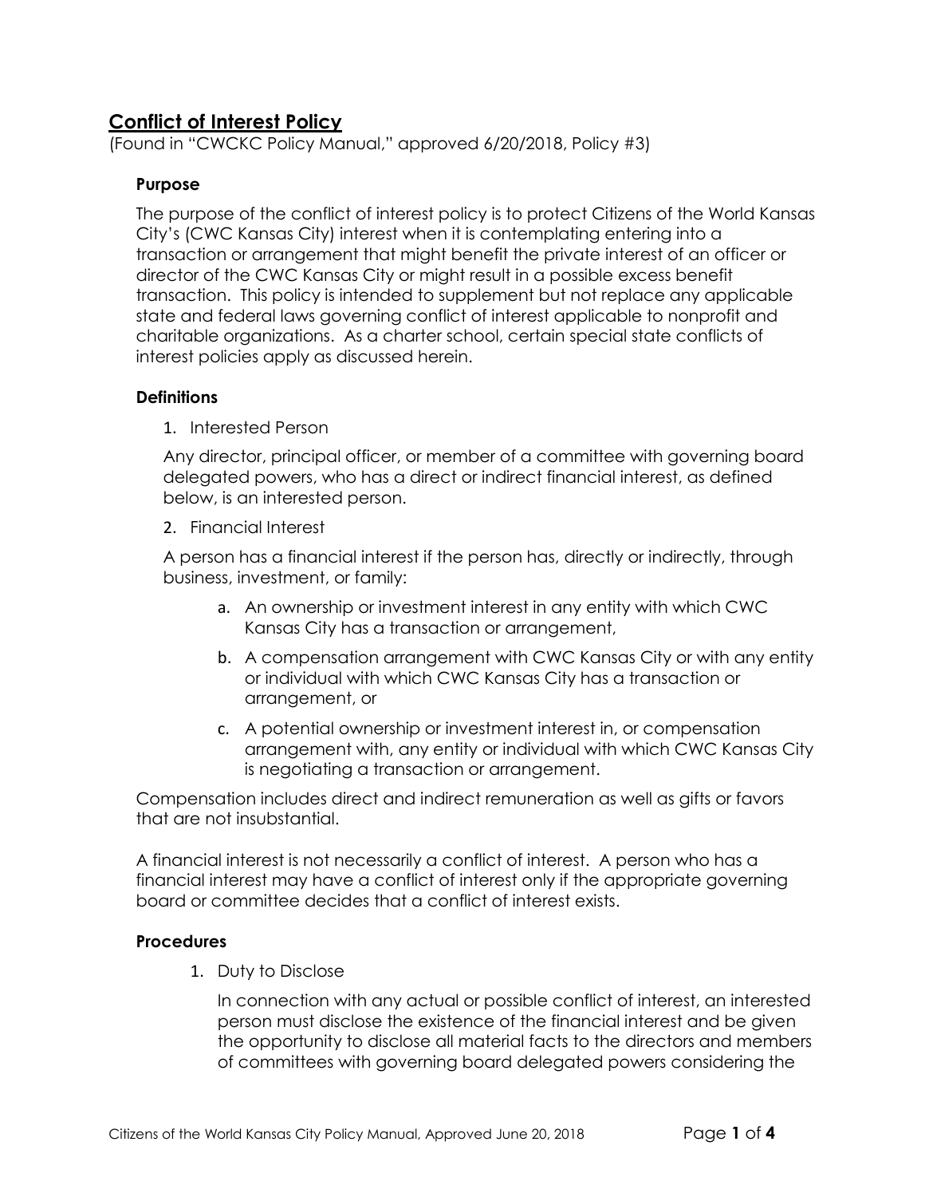## Conflict of Interest Policy

(Found in "CWCKC Policy Manual," approved 6/20/2018, Policy #3)

### Purpose

The purpose of the conflict of interest policy is to protect Citizens of the World Kansas City's (CWC Kansas City) interest when it is contemplating entering into a transaction or arrangement that might benefit the private interest of an officer or director of the CWC Kansas City or might result in a possible excess benefit transaction. This policy is intended to supplement but not replace any applicable state and federal laws governing conflict of interest applicable to nonprofit and charitable organizations. As a charter school, certain special state conflicts of interest policies apply as discussed herein.

### Definitions

1. Interested Person

   Any director, principal officer, or member of a committee with governing board delegated powers, who has a direct or indirect financial interest, as defined below, is an interested person.

2. Financial Interest

   A person has a financial interest if the person has, directly or indirectly, through business, investment, or family:

   a. An ownership or investment interest in any entity with which CWC Kansas City has a transaction or arrangement,

   b. A compensation arrangement with CWC Kansas City or with any entity or individual with which CWC Kansas City has a transaction or arrangement, or

   c. A potential ownership or investment interest in, or compensation arrangement with, any entity or individual with which CWC Kansas City is negotiating a transaction or arrangement.

Compensation includes direct and indirect remuneration as well as gifts or favors that are not insubstantial.

A financial interest is not necessarily a conflict of interest. A person who has a financial interest may have a conflict of interest only if the appropriate governing board or committee decides that a conflict of interest exists.

### Procedures

1. Duty to Disclose

   In connection with any actual or possible conflict of interest, an interested person must disclose the existence of the financial interest and be given the opportunity to disclose all material facts to the directors and members of committees with governing board delegated powers considering the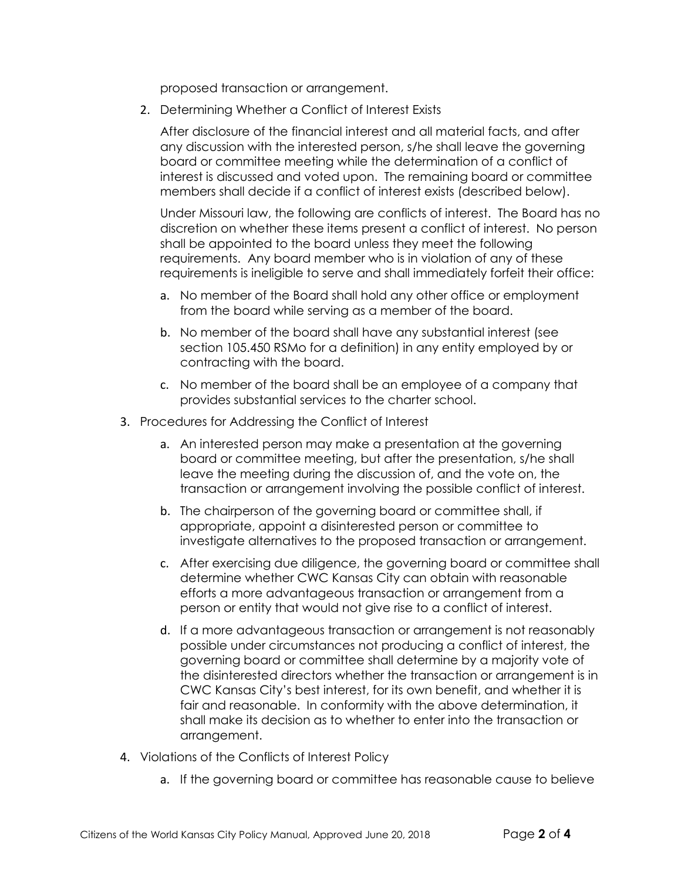proposed transaction or arrangement.

2. Determining Whether a Conflict of Interest Exists

   After disclosure of the financial interest and all material facts, and after any discussion with the interested person, s/he shall leave the governing board or committee meeting while the determination of a conflict of interest is discussed and voted upon. The remaining board or committee members shall decide if a conflict of interest exists (described below).

   Under Missouri law, the following are conflicts of interest. The Board has no discretion on whether these items present a conflict of interest. No person shall be appointed to the board unless they meet the following requirements. Any board member who is in violation of any of these requirements is ineligible to serve and shall immediately forfeit their office:

   a. No member of the Board shall hold any other office or employment from the board while serving as a member of the board.
   b. No member of the board shall have any substantial interest (see section 105.450 RSMo for a definition) in any entity employed by or contracting with the board.
   c. No member of the board shall be an employee of a company that provides substantial services to the charter school.

3. Procedures for Addressing the Conflict of Interest

   a. An interested person may make a presentation at the governing board or committee meeting, but after the presentation, s/he shall leave the meeting during the discussion of, and the vote on, the transaction or arrangement involving the possible conflict of interest.
   b. The chairperson of the governing board or committee shall, if appropriate, appoint a disinterested person or committee to investigate alternatives to the proposed transaction or arrangement.
   c. After exercising due diligence, the governing board or committee shall determine whether CWC Kansas City can obtain with reasonable efforts a more advantageous transaction or arrangement from a person or entity that would not give rise to a conflict of interest.
   d. If a more advantageous transaction or arrangement is not reasonably possible under circumstances not producing a conflict of interest, the governing board or committee shall determine by a majority vote of the disinterested directors whether the transaction or arrangement is in CWC Kansas City's best interest, for its own benefit, and whether it is fair and reasonable. In conformity with the above determination, it shall make its decision as to whether to enter into the transaction or arrangement.

4. Violations of the Conflicts of Interest Policy

   a. If the governing board or committee has reasonable cause to believe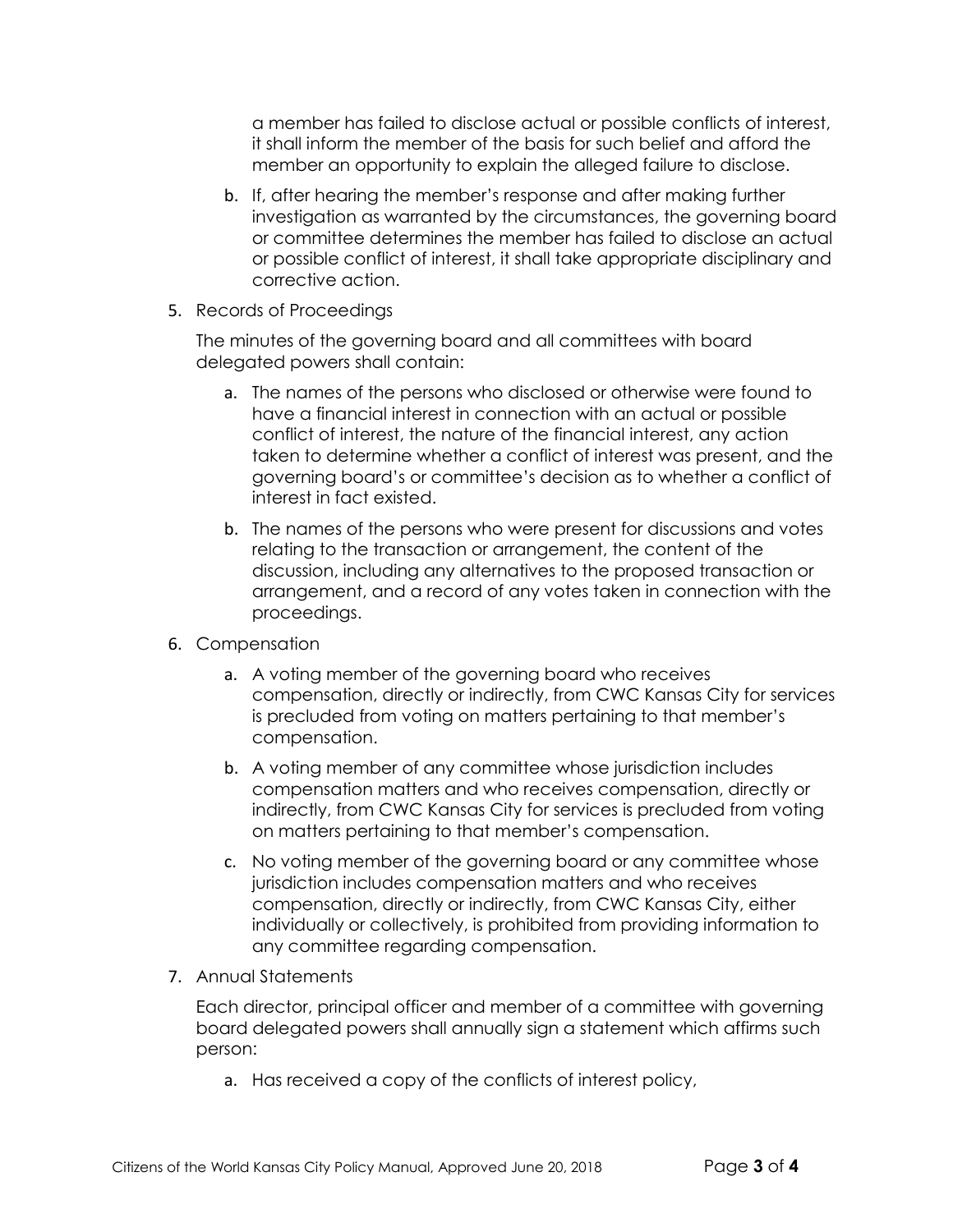a member has failed to disclose actual or possible conflicts of interest, it shall inform the member of the basis for such belief and afford the member an opportunity to explain the alleged failure to disclose.

b. If, after hearing the member's response and after making further investigation as warranted by the circumstances, the governing board or committee determines the member has failed to disclose an actual or possible conflict of interest, it shall take appropriate disciplinary and corrective action.

5. Records of Proceedings

   The minutes of the governing board and all committees with board delegated powers shall contain:

   a. The names of the persons who disclosed or otherwise were found to have a financial interest in connection with an actual or possible conflict of interest, the nature of the financial interest, any action taken to determine whether a conflict of interest was present, and the governing board's or committee's decision as to whether a conflict of interest in fact existed.

   b. The names of the persons who were present for discussions and votes relating to the transaction or arrangement, the content of the discussion, including any alternatives to the proposed transaction or arrangement, and a record of any votes taken in connection with the proceedings.

6. Compensation

   a. A voting member of the governing board who receives compensation, directly or indirectly, from CWC Kansas City for services is precluded from voting on matters pertaining to that member's compensation.

   b. A voting member of any committee whose jurisdiction includes compensation matters and who receives compensation, directly or indirectly, from CWC Kansas City for services is precluded from voting on matters pertaining to that member's compensation.

   c. No voting member of the governing board or any committee whose jurisdiction includes compensation matters and who receives compensation, directly or indirectly, from CWC Kansas City, either individually or collectively, is prohibited from providing information to any committee regarding compensation.

7. Annual Statements

   Each director, principal officer and member of a committee with governing board delegated powers shall annually sign a statement which affirms such person:

   a. Has received a copy of the conflicts of interest policy,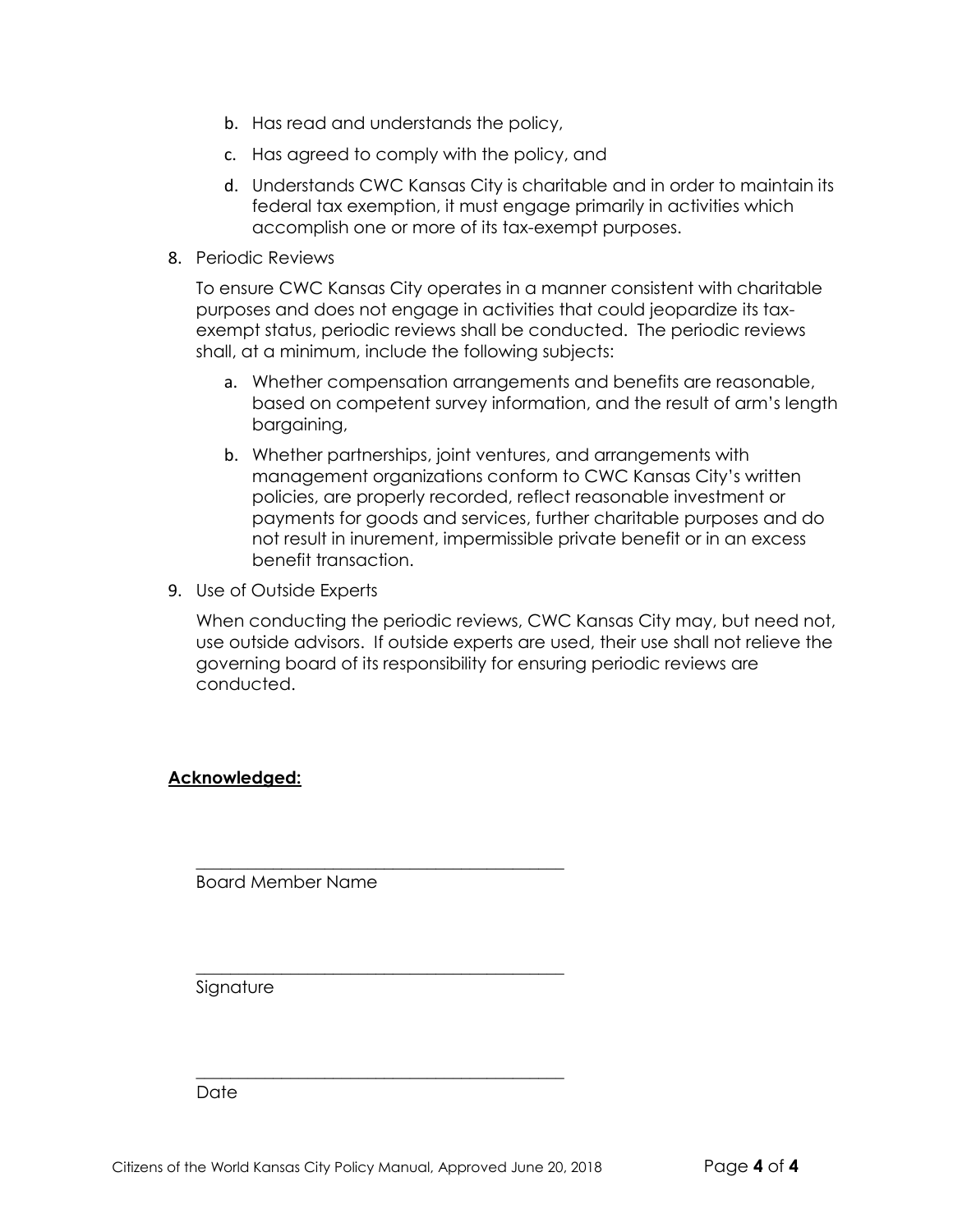b. Has read and understands the policy,

c. Has agreed to comply with the policy, and

d. Understands CWC Kansas City is charitable and in order to maintain its federal tax exemption, it must engage primarily in activities which accomplish one or more of its tax-exempt purposes.

8. Periodic Reviews

   To ensure CWC Kansas City operates in a manner consistent with charitable purposes and does not engage in activities that could jeopardize its tax-exempt status, periodic reviews shall be conducted. The periodic reviews shall, at a minimum, include the following subjects:

   a. Whether compensation arrangements and benefits are reasonable, based on competent survey information, and the result of arm's length bargaining,

   b. Whether partnerships, joint ventures, and arrangements with management organizations conform to CWC Kansas City's written policies, are properly recorded, reflect reasonable investment or payments for goods and services, further charitable purposes and do not result in inurement, impermissible private benefit or in an excess benefit transaction.

9. Use of Outside Experts

   When conducting the periodic reviews, CWC Kansas City may, but need not, use outside advisors. If outside experts are used, their use shall not relieve the governing board of its responsibility for ensuring periodic reviews are conducted.

**Acknowledged:**

\_\_\_\_\_\_\_\_\_\_\_\_\_\_\_\_\_\_\_\_\_\_\_\_\_\_\_\_\_\_\_\_\_\_\_\_\_\_\_\_
Board Member Name

\_\_\_\_\_\_\_\_\_\_\_\_\_\_\_\_\_\_\_\_\_\_\_\_\_\_\_\_\_\_\_\_\_\_\_\_\_\_\_\_
Signature

\_\_\_\_\_\_\_\_\_\_\_\_\_\_\_\_\_\_\_\_\_\_\_\_\_\_\_\_\_\_\_\_\_\_\_\_\_\_\_\_
Date

Citizens of the World Kansas City Policy Manual, Approved June 20, 2018